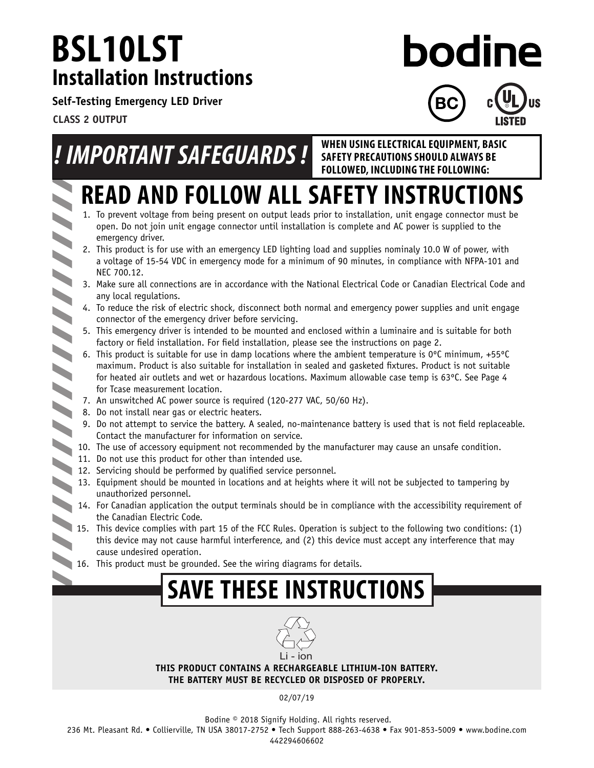# BSL10LST
## Installation Instructions

**Self-Testing Emergency LED Driver**

**CLASS 2 OUTPUT**

bodine

## *! IMPORTANT SAFEGUARDS !*

**WHEN USING ELECTRICAL EQUIPMENT, BASIC SAFETY PRECAUTIONS SHOULD ALWAYS BE FOLLOWED, INCLUDING THE FOLLOWING:**

# READ AND FOLLOW ALL SAFETY INSTRUCTIONS

1. To prevent voltage from being present on output leads prior to installation, unit engage connector must be open. Do not join unit engage connector until installation is complete and AC power is supplied to the emergency driver.
2. This product is for use with an emergency LED lighting load and supplies nominaly 10.0 W of power, with a voltage of 15-54 VDC in emergency mode for a minimum of 90 minutes, in compliance with NFPA-101 and NEC 700.12.
3. Make sure all connections are in accordance with the National Electrical Code or Canadian Electrical Code and any local regulations.
4. To reduce the risk of electric shock, disconnect both normal and emergency power supplies and unit engage connector of the emergency driver before servicing.
5. This emergency driver is intended to be mounted and enclosed within a luminaire and is suitable for both factory or field installation. For field installation, please see the instructions on page 2.
6. This product is suitable for use in damp locations where the ambient temperature is 0ºC minimum, +55ºC maximum. Product is also suitable for installation in sealed and gasketed fixtures. Product is not suitable for heated air outlets and wet or hazardous locations. Maximum allowable case temp is 63ºC. See Page 4 for Tcase measurement location.
7. An unswitched AC power source is required (120-277 VAC, 50/60 Hz).
8. Do not install near gas or electric heaters.
9. Do not attempt to service the battery. A sealed, no-maintenance battery is used that is not field replaceable. Contact the manufacturer for information on service.
10. The use of accessory equipment not recommended by the manufacturer may cause an unsafe condition.
11. Do not use this product for other than intended use.
12. Servicing should be performed by qualified service personnel.
13. Equipment should be mounted in locations and at heights where it will not be subjected to tampering by unauthorized personnel.
14. For Canadian application the output terminals should be in compliance with the accessibility requirement of the Canadian Electric Code.
15. This device complies with part 15 of the FCC Rules. Operation is subject to the following two conditions: (1) this device may not cause harmful interference, and (2) this device must accept any interference that may cause undesired operation.
16. This product must be grounded. See the wiring diagrams for details.

# SAVE THESE INSTRUCTIONS

Li - ion

**THIS PRODUCT CONTAINS A RECHARGEABLE LITHIUM-ION BATTERY.**
**THE BATTERY MUST BE RECYCLED OR DISPOSED OF PROPERLY.**

02/07/19

Bodine © 2018 Signify Holding. All rights reserved.
236 Mt. Pleasant Rd. • Collierville, TN USA 38017-2752 • Tech Support 888-263-4638 • Fax 901-853-5009 • www.bodine.com
442294606602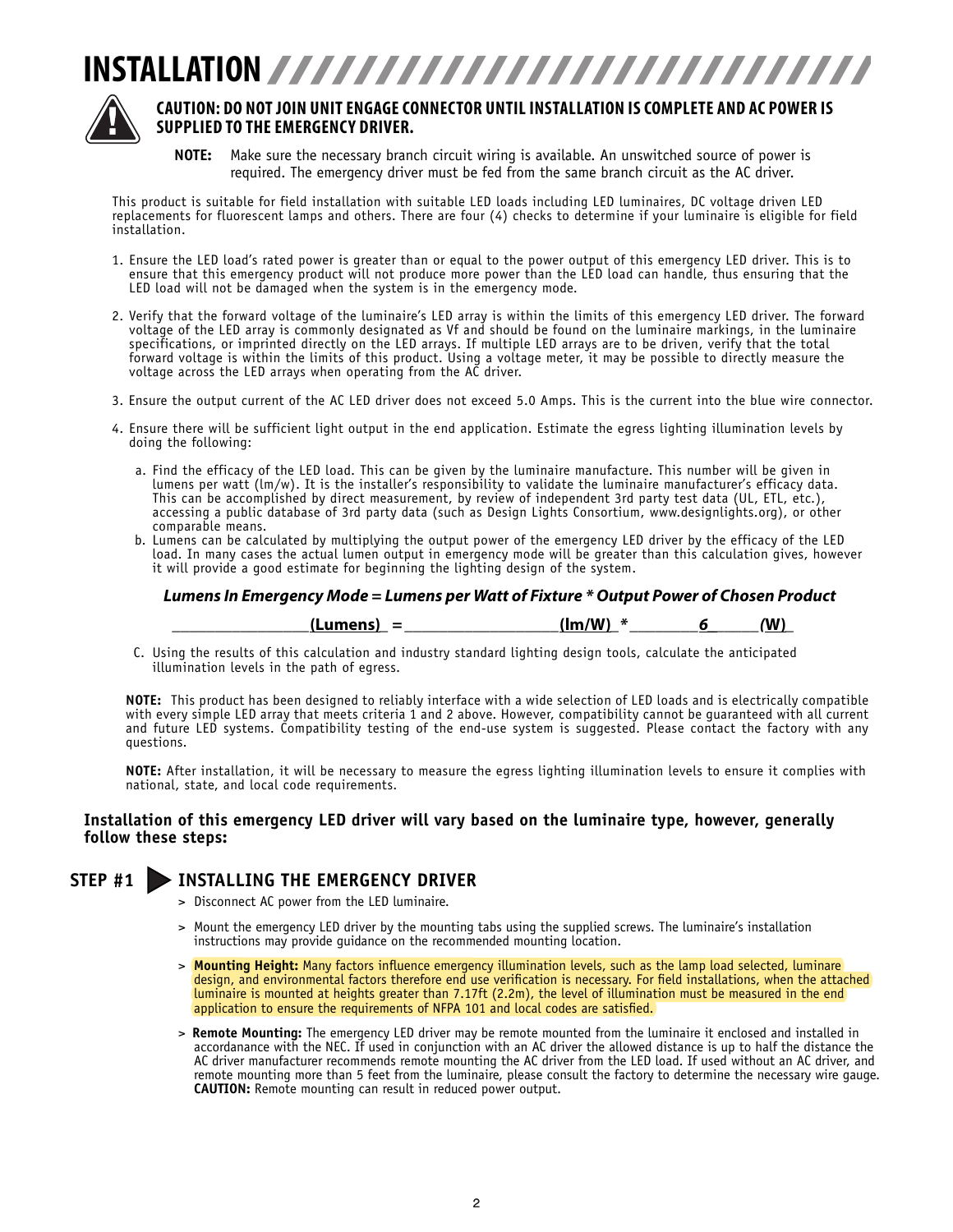# INSTALLATION

**CAUTION: DO NOT JOIN UNIT ENGAGE CONNECTOR UNTIL INSTALLATION IS COMPLETE AND AC POWER IS SUPPLIED TO THE EMERGENCY DRIVER.**

**NOTE:** Make sure the necessary branch circuit wiring is available. An unswitched source of power is required. The emergency driver must be fed from the same branch circuit as the AC driver.

This product is suitable for field installation with suitable LED loads including LED luminaires, DC voltage driven LED replacements for fluorescent lamps and others. There are four (4) checks to determine if your luminaire is eligible for field installation.

1. Ensure the LED load's rated power is greater than or equal to the power output of this emergency LED driver. This is to ensure that this emergency product will not produce more power than the LED load can handle, thus ensuring that the LED load will not be damaged when the system is in the emergency mode.

2. Verify that the forward voltage of the luminaire's LED array is within the limits of this emergency LED driver. The forward voltage of the LED array is commonly designated as Vf and should be found on the luminaire markings, in the luminaire specifications, or imprinted directly on the LED arrays. If multiple LED arrays are to be driven, verify that the total forward voltage is within the limits of this product. Using a voltage meter, it may be possible to directly measure the voltage across the LED arrays when operating from the AC driver.

3. Ensure the output current of the AC LED driver does not exceed 5.0 Amps. This is the current into the blue wire connector.

4. Ensure there will be sufficient light output in the end application. Estimate the egress lighting illumination levels by doing the following:

   a. Find the efficacy of the LED load. This can be given by the luminaire manufacture. This number will be given in lumens per watt (lm/w). It is the installer's responsibility to validate the luminaire manufacturer's efficacy data. This can be accomplished by direct measurement, by review of independent 3rd party test data (UL, ETL, etc.), accessing a public database of 3rd party data (such as Design Lights Consortium, www.designlights.org), or other comparable means.

   b. Lumens can be calculated by multiplying the output power of the emergency LED driver by the efficacy of the LED load. In many cases the actual lumen output in emergency mode will be greater than this calculation gives, however it will provide a good estimate for beginning the lighting design of the system.

***Lumens In Emergency Mode = Lumens per Watt of Fixture * Output Power of Chosen Product***

**________________(Lumens) = ________________(lm/W) * ________6______(W)**

   C. Using the results of this calculation and industry standard lighting design tools, calculate the anticipated illumination levels in the path of egress.

**NOTE:** This product has been designed to reliably interface with a wide selection of LED loads and is electrically compatible with every simple LED array that meets criteria 1 and 2 above. However, compatibility cannot be guaranteed with all current and future LED systems. Compatibility testing of the end-use system is suggested. Please contact the factory with any questions.

**NOTE:** After installation, it will be necessary to measure the egress lighting illumination levels to ensure it complies with national, state, and local code requirements.

**Installation of this emergency LED driver will vary based on the luminaire type, however, generally follow these steps:**

## STEP #1 INSTALLING THE EMERGENCY DRIVER

> Disconnect AC power from the LED luminaire.

> Mount the emergency LED driver by the mounting tabs using the supplied screws. The luminaire's installation instructions may provide guidance on the recommended mounting location.

> **Mounting Height:** Many factors influence emergency illumination levels, such as the lamp load selected, luminare design, and environmental factors therefore end use verification is necessary. For field installations, when the attached luminaire is mounted at heights greater than 7.17ft (2.2m), the level of illumination must be measured in the end application to ensure the requirements of NFPA 101 and local codes are satisfied.

> **Remote Mounting:** The emergency LED driver may be remote mounted from the luminaire it enclosed and installed in accordanance with the NEC. If used in conjunction with an AC driver the allowed distance is up to half the distance the AC driver manufacturer recommends remote mounting the AC driver from the LED load. If used without an AC driver, and remote mounting more than 5 feet from the luminaire, please consult the factory to determine the necessary wire gauge. **CAUTION:** Remote mounting can result in reduced power output.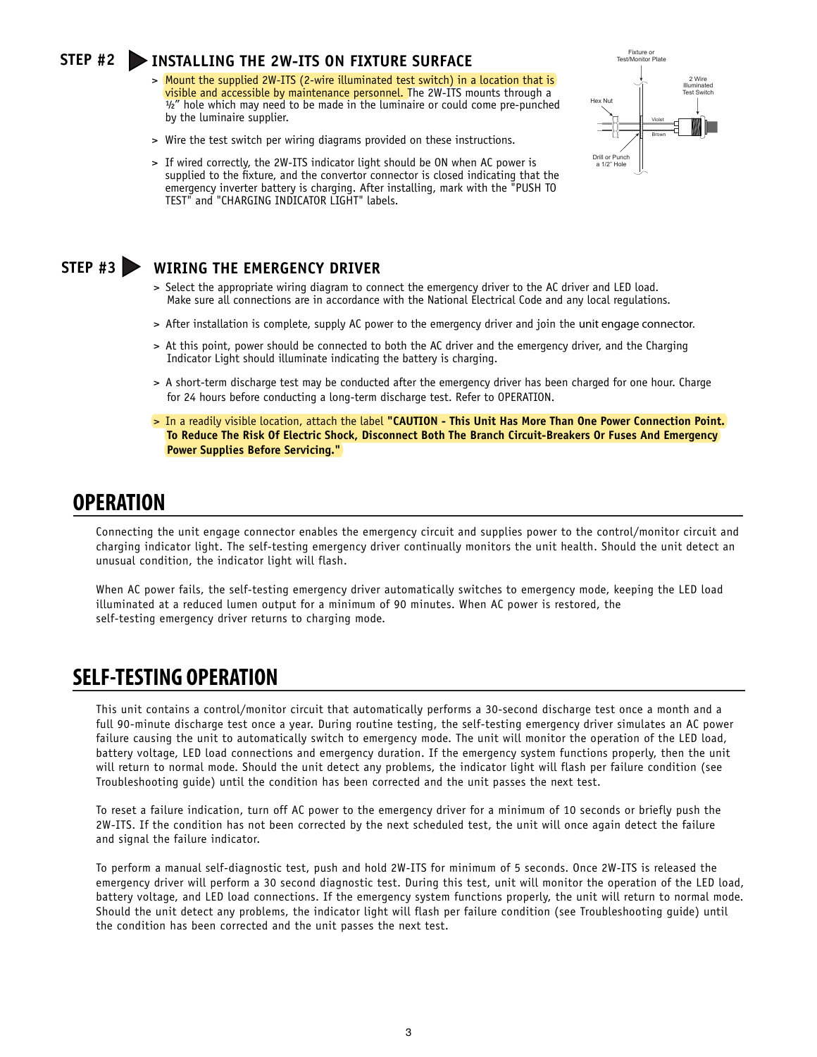## STEP #2 INSTALLING THE 2W-ITS ON FIXTURE SURFACE

> Mount the supplied 2W-ITS (2-wire illuminated test switch) in a location that is visible and accessible by maintenance personnel. The 2W-ITS mounts through a ½" hole which may need to be made in the luminaire or could come pre-punched by the luminaire supplier.

> Wire the test switch per wiring diagrams provided on these instructions.

> If wired correctly, the 2W-ITS indicator light should be ON when AC power is supplied to the fixture, and the convertor connector is closed indicating that the emergency inverter battery is charging. After installing, mark with the "PUSH TO TEST" and "CHARGING INDICATOR LIGHT" labels.

Fixture or Test/Monitor Plate

2 Wire Illuminated Test Switch

Hex Nut

Violet

Brown

Drill or Punch a 1/2" Hole

## STEP #3 WIRING THE EMERGENCY DRIVER

> Select the appropriate wiring diagram to connect the emergency driver to the AC driver and LED load. Make sure all connections are in accordance with the National Electrical Code and any local regulations.

> After installation is complete, supply AC power to the emergency driver and join the unit engage connector.

> At this point, power should be connected to both the AC driver and the emergency driver, and the Charging Indicator Light should illuminate indicating the battery is charging.

> A short-term discharge test may be conducted after the emergency driver has been charged for one hour. Charge for 24 hours before conducting a long-term discharge test. Refer to OPERATION.

> In a readily visible location, attach the label **"CAUTION - This Unit Has More Than One Power Connection Point. To Reduce The Risk Of Electric Shock, Disconnect Both The Branch Circuit-Breakers Or Fuses And Emergency Power Supplies Before Servicing."**

# OPERATION

Connecting the unit engage connector enables the emergency circuit and supplies power to the control/monitor circuit and charging indicator light. The self-testing emergency driver continually monitors the unit health. Should the unit detect an unusual condition, the indicator light will flash.

When AC power fails, the self-testing emergency driver automatically switches to emergency mode, keeping the LED load illuminated at a reduced lumen output for a minimum of 90 minutes. When AC power is restored, the self-testing emergency driver returns to charging mode.

# SELF-TESTING OPERATION

This unit contains a control/monitor circuit that automatically performs a 30-second discharge test once a month and a full 90-minute discharge test once a year. During routine testing, the self-testing emergency driver simulates an AC power failure causing the unit to automatically switch to emergency mode. The unit will monitor the operation of the LED load, battery voltage, LED load connections and emergency duration. If the emergency system functions properly, then the unit will return to normal mode. Should the unit detect any problems, the indicator light will flash per failure condition (see Troubleshooting guide) until the condition has been corrected and the unit passes the next test.

To reset a failure indication, turn off AC power to the emergency driver for a minimum of 10 seconds or briefly push the 2W-ITS. If the condition has not been corrected by the next scheduled test, the unit will once again detect the failure and signal the failure indicator.

To perform a manual self-diagnostic test, push and hold 2W-ITS for minimum of 5 seconds. Once 2W-ITS is released the emergency driver will perform a 30 second diagnostic test. During this test, unit will monitor the operation of the LED load, battery voltage, and LED load connections. If the emergency system functions properly, the unit will return to normal mode. Should the unit detect any problems, the indicator light will flash per failure condition (see Troubleshooting guide) until the condition has been corrected and the unit passes the next test.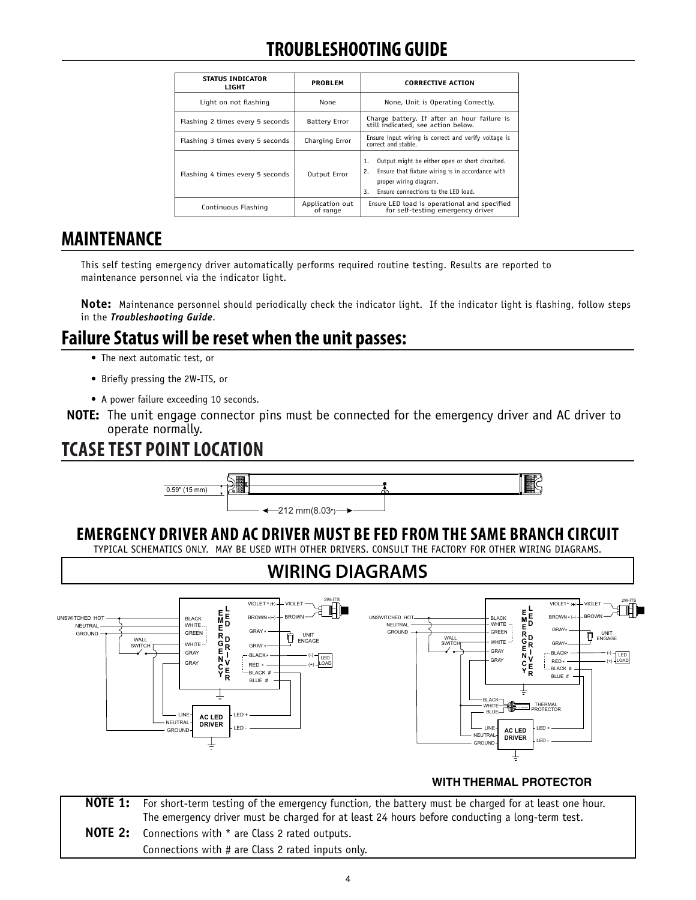# TROUBLESHOOTING GUIDE

| STATUS INDICATOR LIGHT | PROBLEM | CORRECTIVE ACTION |
| --- | --- | --- |
| Light on not flashing | None | None, Unit is Operating Correctly. |
| Flashing 2 times every 5 seconds | Battery Error | Charge battery. If after an hour failure is still indicated, see action below. |
| Flashing 3 times every 5 seconds | Charging Error | Ensure input wiring is correct and verify voltage is correct and stable. |
| Flashing 4 times every 5 seconds | Output Error | 1. Output might be either open or short circuited. 2. Ensure that fixture wiring is in accordance with proper wiring diagram. 3. Ensure connections to the LED load. |
| Continuous Flashing | Application out of range | Ensure LED load is operational and specified for self-testing emergency driver |

# MAINTENANCE

This self testing emergency driver automatically performs required routine testing. Results are reported to maintenance personnel via the indicator light.

**Note:** Maintenance personnel should periodically check the indicator light. If the indicator light is flashing, follow steps in the ***Troubleshooting Guide***.

# Failure Status will be reset when the unit passes:

- The next automatic test, or
- Briefly pressing the 2W-ITS, or
- A power failure exceeding 10 seconds.

**NOTE:** The unit engage connector pins must be connected for the emergency driver and AC driver to operate normally.

# TCASE TEST POINT LOCATION

0.59" (15 mm)

212 mm(8.03")

## EMERGENCY DRIVER AND AC DRIVER MUST BE FED FROM THE SAME BRANCH CIRCUIT

TYPICAL SCHEMATICS ONLY. MAY BE USED WITH OTHER DRIVERS. CONSULT THE FACTORY FOR OTHER WIRING DIAGRAMS.

# WIRING DIAGRAMS

UNSWITCHED HOT
NEUTRAL
GROUND
WALL SWITCH
BLACK
WHITE
GREEN
WHITE
GRAY
GRAY
EMERGENCY LED DRIVER
VIOLET * (+)
BROWN * (–)
GRAY *
GRAY *
BLACK *
RED *
BLACK #
BLUE #
VIOLET
BROWN
2W-ITS
UNIT ENGAGE
(–)
(+)
LED LOAD
LINE
NEUTRAL
GROUND
AC LED DRIVER
LED +
LED -

UNSWITCHED HOT
NEUTRAL
GROUND
WALL SWITCH
BLACK
WHITE
GREEN
WHITE
GRAY
GRAY
EMERGENCY LED DRIVER
VIOLET * (+)
BROWN * (–)
GRAY *
GRAY *
BLACK *
RED *
BLACK #
BLUE #
VIOLET
BROWN
2W-ITS
UNIT ENGAGE
(–)
(+)
LED LOAD
BLACK
WHITE
BLUE
THERMAL PROTECTOR
LINE
NEUTRAL
GROUND
AC LED DRIVER
LED +
LED -

**WITH THERMAL PROTECTOR**

**NOTE 1:** For short-term testing of the emergency function, the battery must be charged for at least one hour. The emergency driver must be charged for at least 24 hours before conducting a long-term test.

**NOTE 2:** Connections with * are Class 2 rated outputs.
Connections with # are Class 2 rated inputs only.